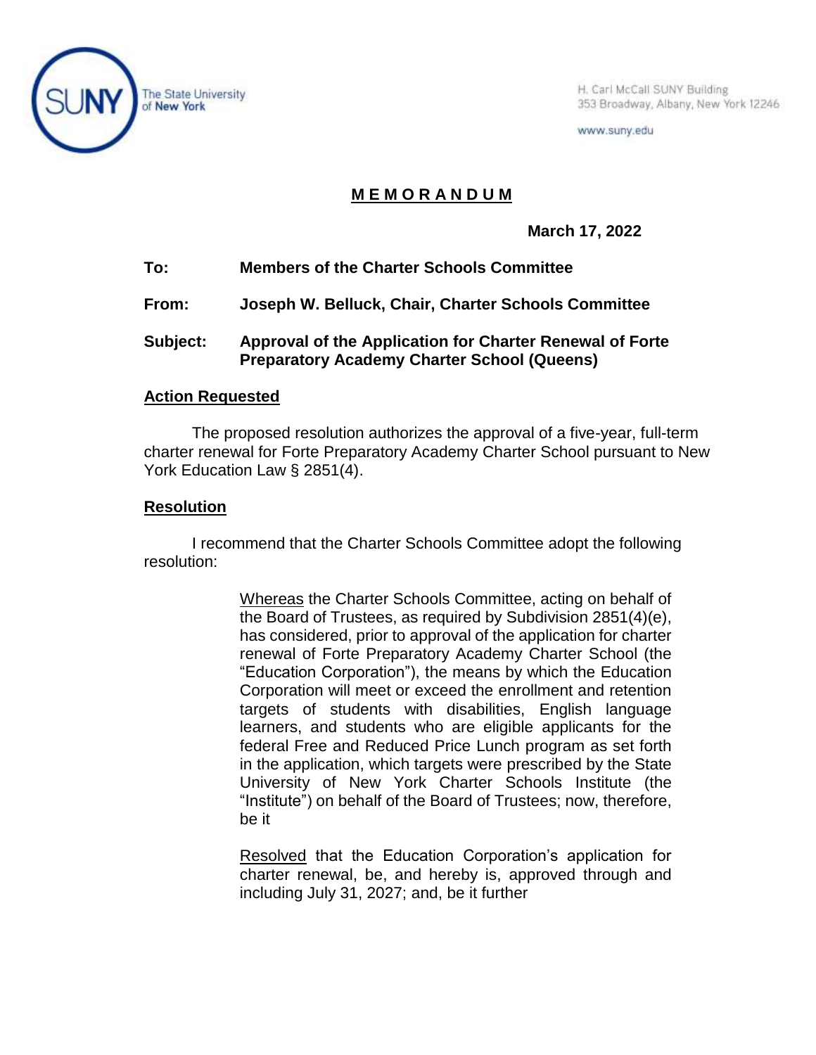The State University of New York

H. Carl McCall SUNY Building
353 Broadway, Albany, New York 12246

www.suny.edu

# MEMORANDUM

**March 17, 2022**

**To:** **Members of the Charter Schools Committee**

**From:** **Joseph W. Belluck, Chair, Charter Schools Committee**

**Subject:** **Approval of the Application for Charter Renewal of Forte Preparatory Academy Charter School (Queens)**

## Action Requested

The proposed resolution authorizes the approval of a five-year, full-term charter renewal for Forte Preparatory Academy Charter School pursuant to New York Education Law § 2851(4).

## Resolution

I recommend that the Charter Schools Committee adopt the following resolution:

> Whereas the Charter Schools Committee, acting on behalf of the Board of Trustees, as required by Subdivision 2851(4)(e), has considered, prior to approval of the application for charter renewal of Forte Preparatory Academy Charter School (the "Education Corporation"), the means by which the Education Corporation will meet or exceed the enrollment and retention targets of students with disabilities, English language learners, and students who are eligible applicants for the federal Free and Reduced Price Lunch program as set forth in the application, which targets were prescribed by the State University of New York Charter Schools Institute (the "Institute") on behalf of the Board of Trustees; now, therefore, be it
>
> Resolved that the Education Corporation's application for charter renewal, be, and hereby is, approved through and including July 31, 2027; and, be it further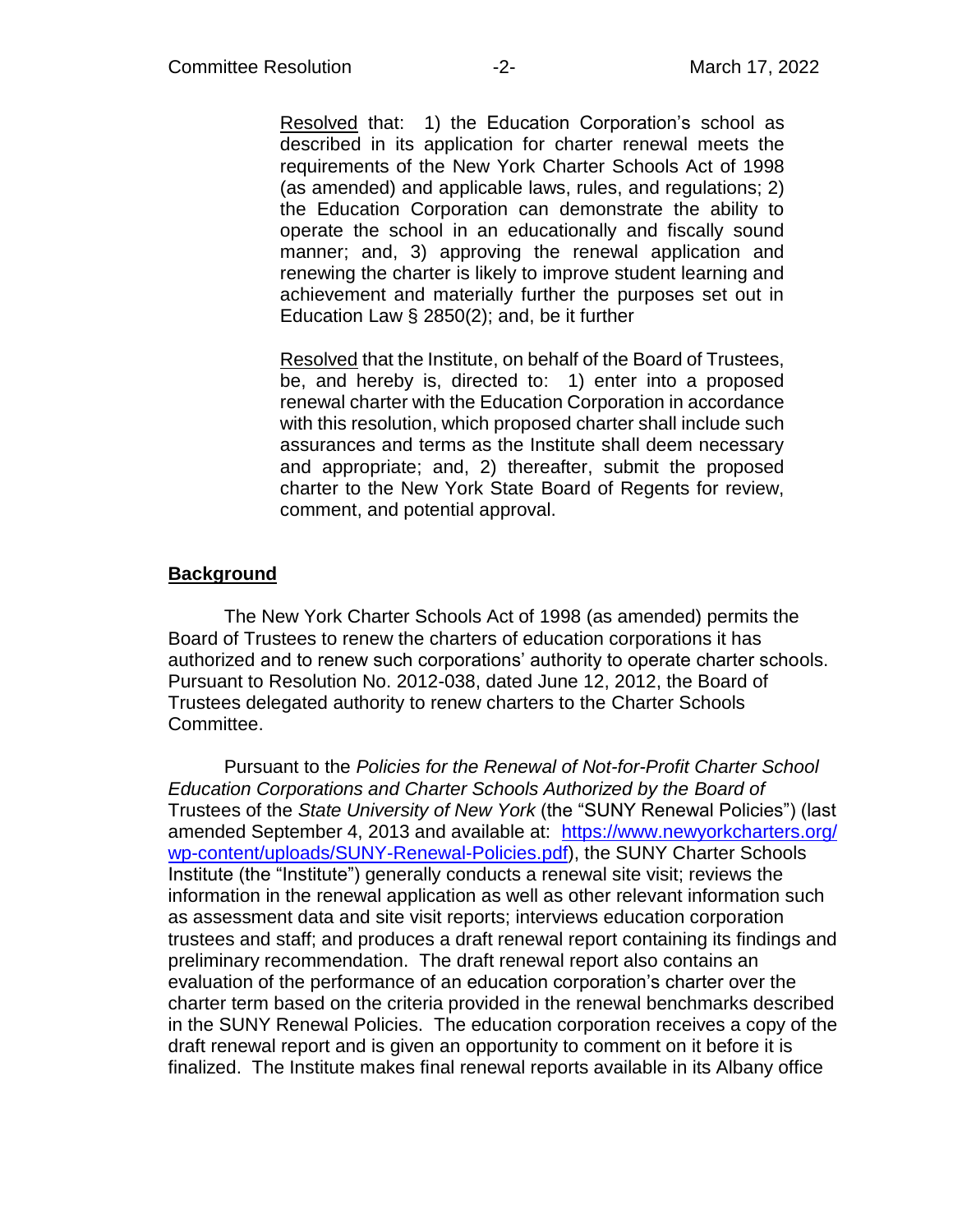Resolved that: 1) the Education Corporation's school as described in its application for charter renewal meets the requirements of the New York Charter Schools Act of 1998 (as amended) and applicable laws, rules, and regulations; 2) the Education Corporation can demonstrate the ability to operate the school in an educationally and fiscally sound manner; and, 3) approving the renewal application and renewing the charter is likely to improve student learning and achievement and materially further the purposes set out in Education Law § 2850(2); and, be it further

Resolved that the Institute, on behalf of the Board of Trustees, be, and hereby is, directed to: 1) enter into a proposed renewal charter with the Education Corporation in accordance with this resolution, which proposed charter shall include such assurances and terms as the Institute shall deem necessary and appropriate; and, 2) thereafter, submit the proposed charter to the New York State Board of Regents for review, comment, and potential approval.

## **Background**

The New York Charter Schools Act of 1998 (as amended) permits the Board of Trustees to renew the charters of education corporations it has authorized and to renew such corporations' authority to operate charter schools. Pursuant to Resolution No. 2012-038, dated June 12, 2012, the Board of Trustees delegated authority to renew charters to the Charter Schools Committee.

Pursuant to the *Policies for the Renewal of Not-for-Profit Charter School Education Corporations and Charter Schools Authorized by the Board of* Trustees of the *State University of New York* (the "SUNY Renewal Policies") (last amended September 4, 2013 and available at: [https://www.newyorkcharters.org/wp-content/uploads/SUNY-Renewal-Policies.pdf](https://www.newyorkcharters.org/wp-content/uploads/SUNY-Renewal-Policies.pdf)), the SUNY Charter Schools Institute (the "Institute") generally conducts a renewal site visit; reviews the information in the renewal application as well as other relevant information such as assessment data and site visit reports; interviews education corporation trustees and staff; and produces a draft renewal report containing its findings and preliminary recommendation. The draft renewal report also contains an evaluation of the performance of an education corporation's charter over the charter term based on the criteria provided in the renewal benchmarks described in the SUNY Renewal Policies. The education corporation receives a copy of the draft renewal report and is given an opportunity to comment on it before it is finalized. The Institute makes final renewal reports available in its Albany office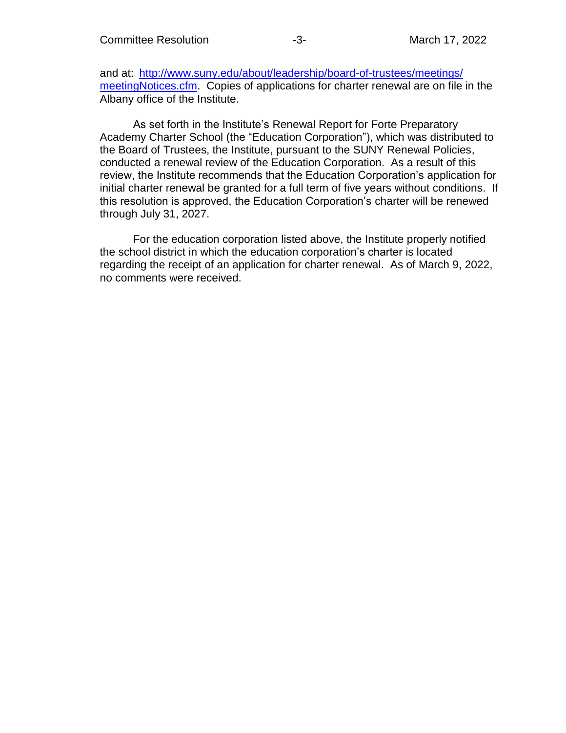and at: [http://www.suny.edu/about/leadership/board-of-trustees/meetings/meetingNotices.cfm](http://www.suny.edu/about/leadership/board-of-trustees/meetings/meetingNotices.cfm). Copies of applications for charter renewal are on file in the Albany office of the Institute.

As set forth in the Institute's Renewal Report for Forte Preparatory Academy Charter School (the "Education Corporation"), which was distributed to the Board of Trustees, the Institute, pursuant to the SUNY Renewal Policies, conducted a renewal review of the Education Corporation. As a result of this review, the Institute recommends that the Education Corporation's application for initial charter renewal be granted for a full term of five years without conditions. If this resolution is approved, the Education Corporation's charter will be renewed through July 31, 2027.

For the education corporation listed above, the Institute properly notified the school district in which the education corporation's charter is located regarding the receipt of an application for charter renewal. As of March 9, 2022, no comments were received.